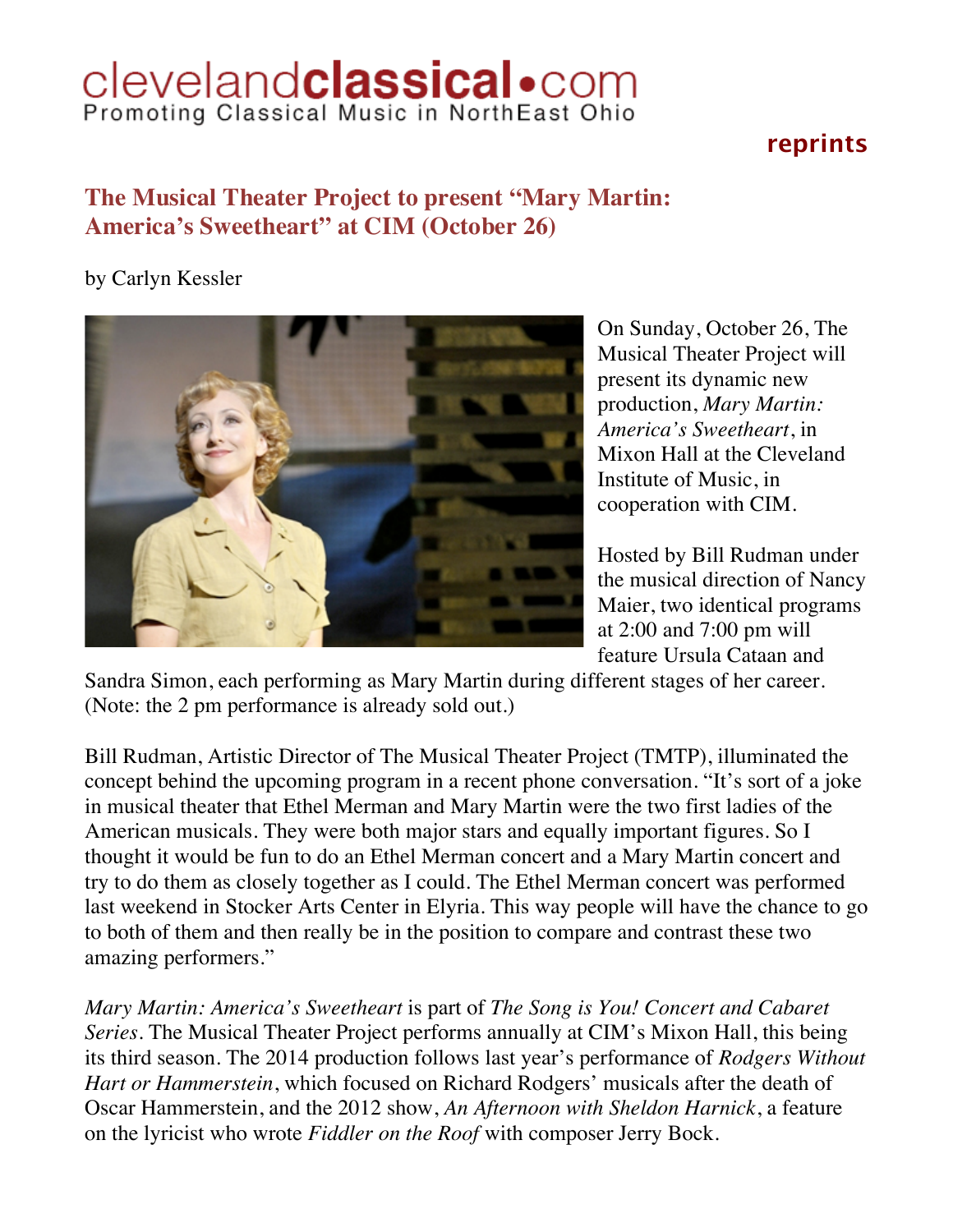clevelandclassical•com
Promoting Classical Music in NorthEast Ohio

**reprints**

## The Musical Theater Project to present "Mary Martin: America's Sweetheart" at CIM (October 26)

by Carlyn Kessler

On Sunday, October 26, The Musical Theater Project will present its dynamic new production, *Mary Martin: America's Sweetheart*, in Mixon Hall at the Cleveland Institute of Music, in cooperation with CIM.

Hosted by Bill Rudman under the musical direction of Nancy Maier, two identical programs at 2:00 and 7:00 pm will feature Ursula Cataan and Sandra Simon, each performing as Mary Martin during different stages of her career. (Note: the 2 pm performance is already sold out.)

Bill Rudman, Artistic Director of The Musical Theater Project (TMTP), illuminated the concept behind the upcoming program in a recent phone conversation. "It's sort of a joke in musical theater that Ethel Merman and Mary Martin were the two first ladies of the American musicals. They were both major stars and equally important figures. So I thought it would be fun to do an Ethel Merman concert and a Mary Martin concert and try to do them as closely together as I could. The Ethel Merman concert was performed last weekend in Stocker Arts Center in Elyria. This way people will have the chance to go to both of them and then really be in the position to compare and contrast these two amazing performers."

*Mary Martin: America's Sweetheart* is part of *The Song is You! Concert and Cabaret Series*. The Musical Theater Project performs annually at CIM's Mixon Hall, this being its third season. The 2014 production follows last year's performance of *Rodgers Without Hart or Hammerstein*, which focused on Richard Rodgers' musicals after the death of Oscar Hammerstein, and the 2012 show, *An Afternoon with Sheldon Harnick*, a feature on the lyricist who wrote *Fiddler on the Roof* with composer Jerry Bock.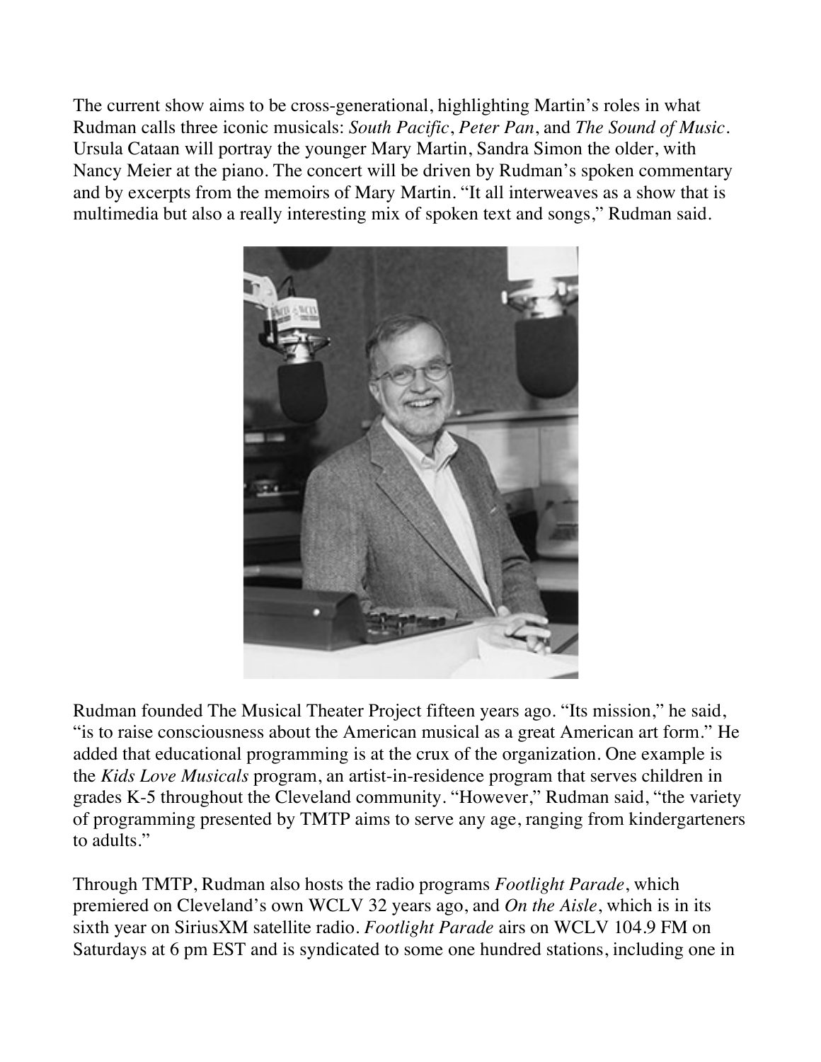The current show aims to be cross-generational, highlighting Martin's roles in what Rudman calls three iconic musicals: *South Pacific*, *Peter Pan*, and *The Sound of Music*. Ursula Cataan will portray the younger Mary Martin, Sandra Simon the older, with Nancy Meier at the piano. The concert will be driven by Rudman's spoken commentary and by excerpts from the memoirs of Mary Martin. "It all interweaves as a show that is multimedia but also a really interesting mix of spoken text and songs," Rudman said.

Rudman founded The Musical Theater Project fifteen years ago. "Its mission," he said, "is to raise consciousness about the American musical as a great American art form." He added that educational programming is at the crux of the organization. One example is the *Kids Love Musicals* program, an artist-in-residence program that serves children in grades K-5 throughout the Cleveland community. "However," Rudman said, "the variety of programming presented by TMTP aims to serve any age, ranging from kindergarteners to adults."

Through TMTP, Rudman also hosts the radio programs *Footlight Parade*, which premiered on Cleveland's own WCLV 32 years ago, and *On the Aisle*, which is in its sixth year on SiriusXM satellite radio. *Footlight Parade* airs on WCLV 104.9 FM on Saturdays at 6 pm EST and is syndicated to some one hundred stations, including one in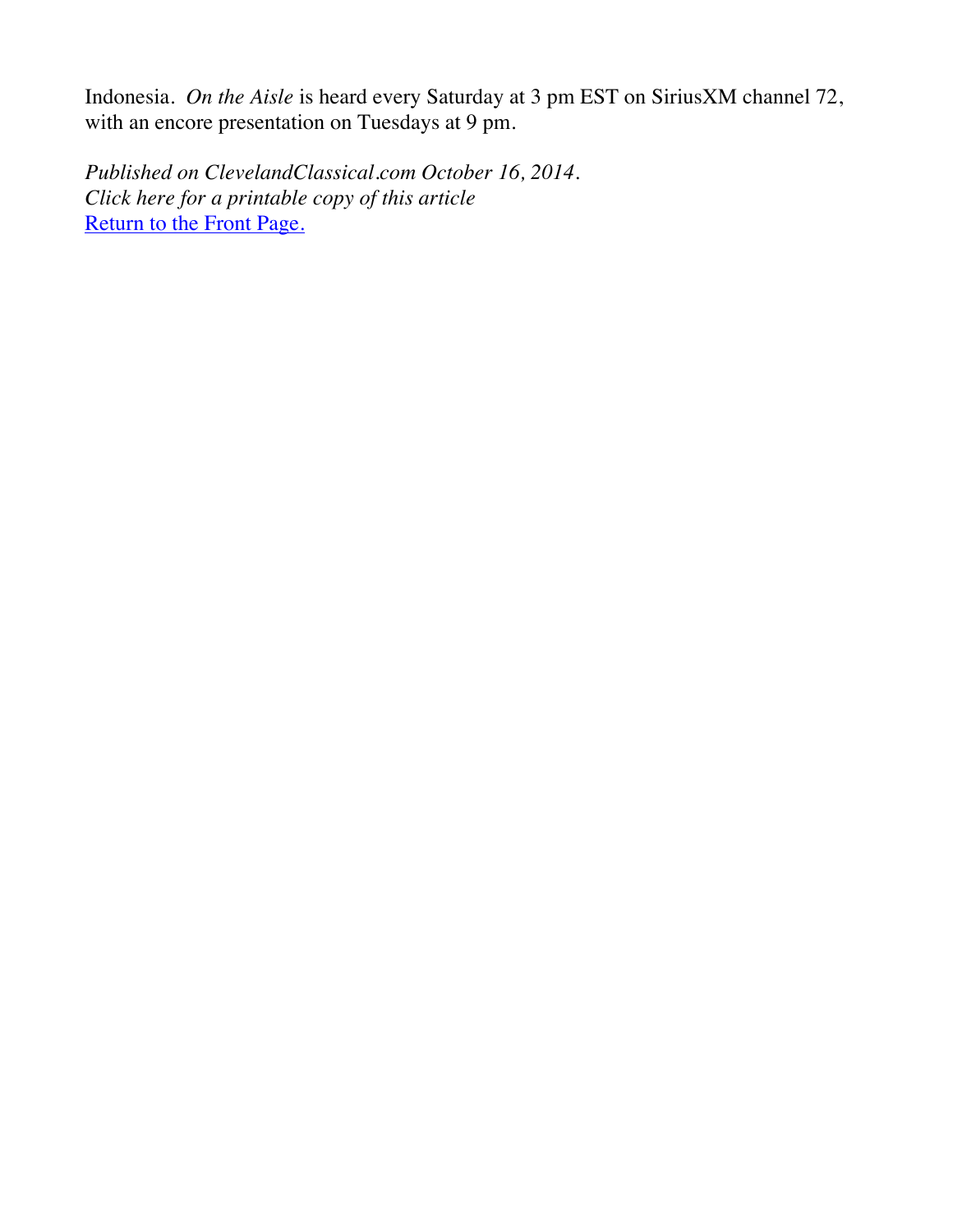Indonesia. *On the Aisle* is heard every Saturday at 3 pm EST on SiriusXM channel 72, with an encore presentation on Tuesdays at 9 pm.

*Published on ClevelandClassical.com October 16, 2014.*
*Click here for a printable copy of this article*
Return to the Front Page.